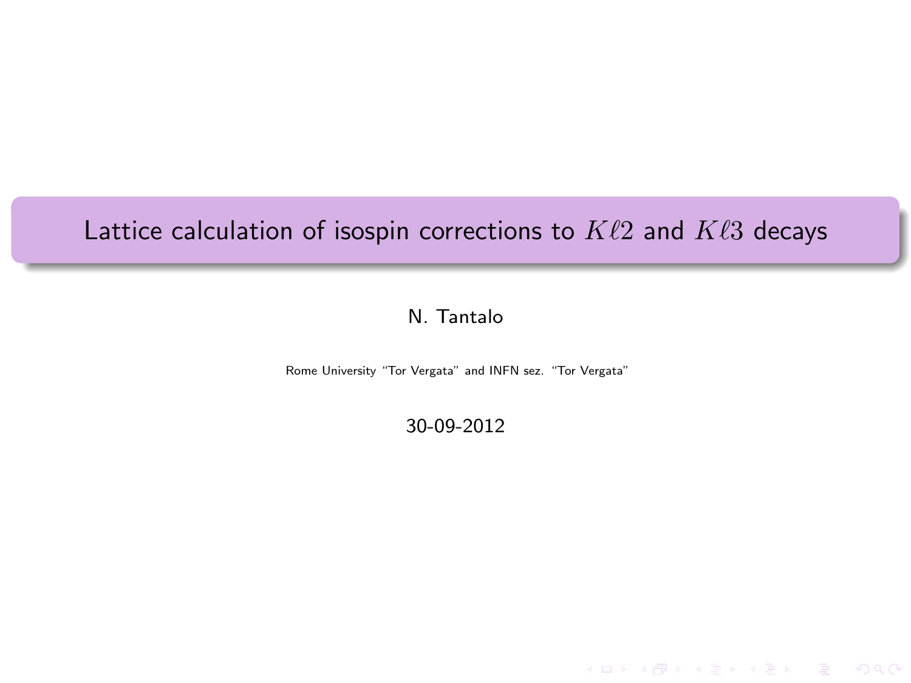# Lattice calculation of isospin corrections to $K\ell 2$ and $K\ell 3$ decays

N. Tantalo

Rome University "Tor Vergata" and INFN sez. "Tor Vergata"

30-09-2012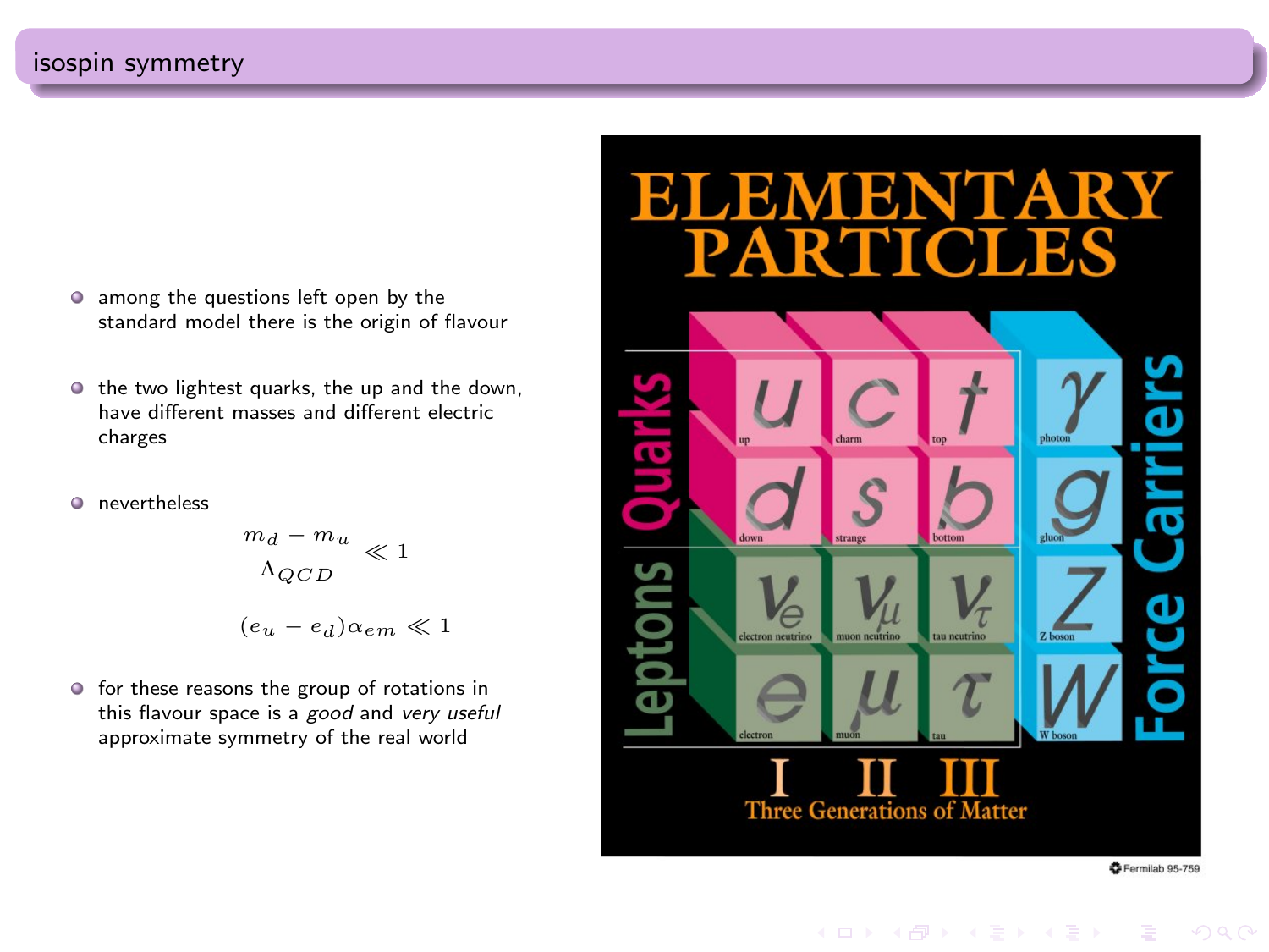## isospin symmetry

- among the questions left open by the standard model there is the origin of flavour
- the two lightest quarks, the up and the down, have different masses and different electric charges
- nevertheless

$$\frac{m_d - m_u}{\Lambda_{QCD}} \ll 1$$

$$(e_u - e_d)\alpha_{em} \ll 1$$

- for these reasons the group of rotations in this flavour space is a *good* and *very useful* approximate symmetry of the real world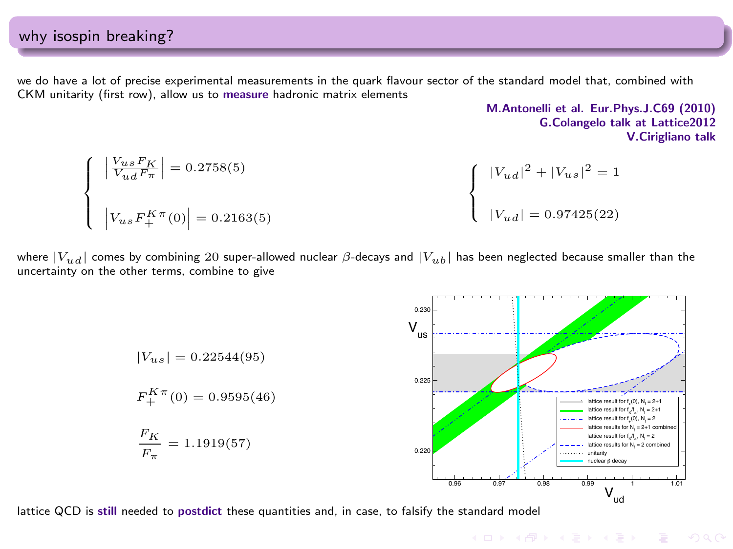# why isospin breaking?

we do have a lot of precise experimental measurements in the quark flavour sector of the standard model that, combined with CKM unitarity (first row), allow us to **measure** hadronic matrix elements

**M.Antonelli et al. Eur.Phys.J.C69 (2010)**
**G.Colangelo talk at Lattice2012**
**V.Cirigliano talk**

$$
\begin{cases}
\left|\dfrac{V_{us}F_K}{V_{ud}F_\pi}\right| = 0.2758(5) \\[2ex]
\left|V_{us}F_+^{K\pi}(0)\right| = 0.2163(5)
\end{cases}
\qquad\qquad
\begin{cases}
|V_{ud}|^2 + |V_{us}|^2 = 1 \\[2ex]
|V_{ud}| = 0.97425(22)
\end{cases}
$$

where $|V_{ud}|$ comes by combining $20$ super-allowed nuclear $\beta$-decays and $|V_{ub}|$ has been neglected because smaller than the uncertainty on the other terms, combine to give

$$|V_{us}| = 0.22544(95)$$

$$F_+^{K\pi}(0) = 0.9595(46)$$

$$\frac{F_K}{F_\pi} = 1.1919(57)$$

lattice QCD is **still** needed to **postdict** these quantities and, in case, to falsify the standard model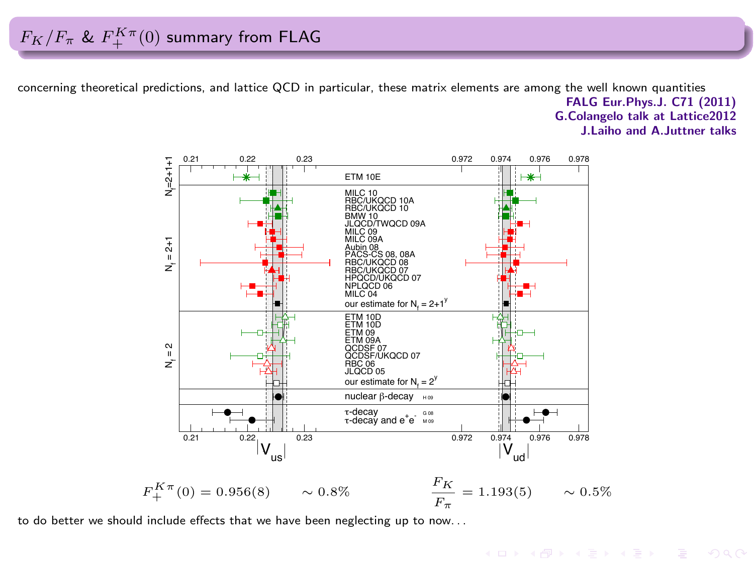# $F_K/F_\pi$ & $F_+^{K\pi}(0)$ summary from FLAG

concerning theoretical predictions, and lattice QCD in particular, these matrix elements are among the well known quantities

**FALG Eur.Phys.J. C71 (2011)**
**G.Colangelo talk at Lattice2012**
**J.Laiho and A.Juttner talks**

$$F_+^{K\pi}(0) = 0.956(8) \qquad \sim 0.8\% \qquad\qquad \frac{F_K}{F_\pi} = 1.193(5) \qquad \sim 0.5\%$$

to do better we should include effects that we have been neglecting up to now. . .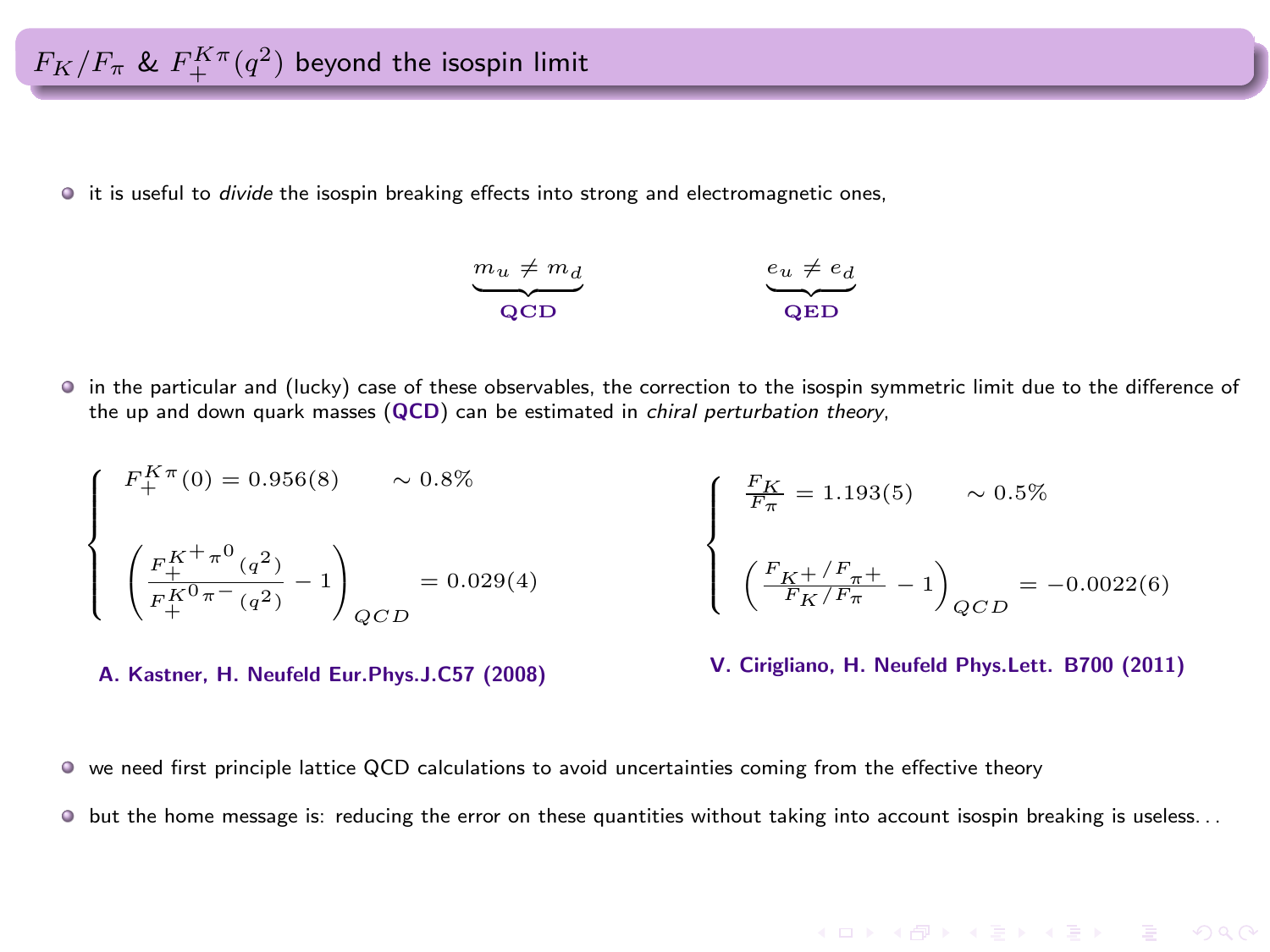# $F_K/F_\pi$ & $F_+^{K\pi}(q^2)$ beyond the isospin limit

- it is useful to *divide* the isospin breaking effects into strong and electromagnetic ones,

$$\underbrace{m_u \neq m_d}_{\textbf{QCD}} \qquad\qquad \underbrace{e_u \neq e_d}_{\textbf{QED}}$$

- in the particular and (lucky) case of these observables, the correction to the isospin symmetric limit due to the difference of the up and down quark masses (**QCD**) can be estimated in *chiral perturbation theory*,

$$\begin{cases} F_+^{K\pi}(0) = 0.956(8) \qquad \sim 0.8\% \\ \\ \left(\dfrac{F_+^{K^+\pi^0}(q^2)}{F_+^{K^0\pi^-}(q^2)} - 1\right)_{QCD} = 0.029(4) \end{cases}$$

**A. Kastner, H. Neufeld Eur.Phys.J.C57 (2008)**

$$\begin{cases} \dfrac{F_K}{F_\pi} = 1.193(5) \qquad \sim 0.5\% \\ \\ \left(\dfrac{F_{K^+}/F_{\pi^+}}{F_K/F_\pi} - 1\right)_{QCD} = -0.0022(6) \end{cases}$$

**V. Cirigliano, H. Neufeld Phys.Lett. B700 (2011)**

- we need first principle lattice QCD calculations to avoid uncertainties coming from the effective theory
- but the home message is: reducing the error on these quantities without taking into account isospin breaking is useless. . .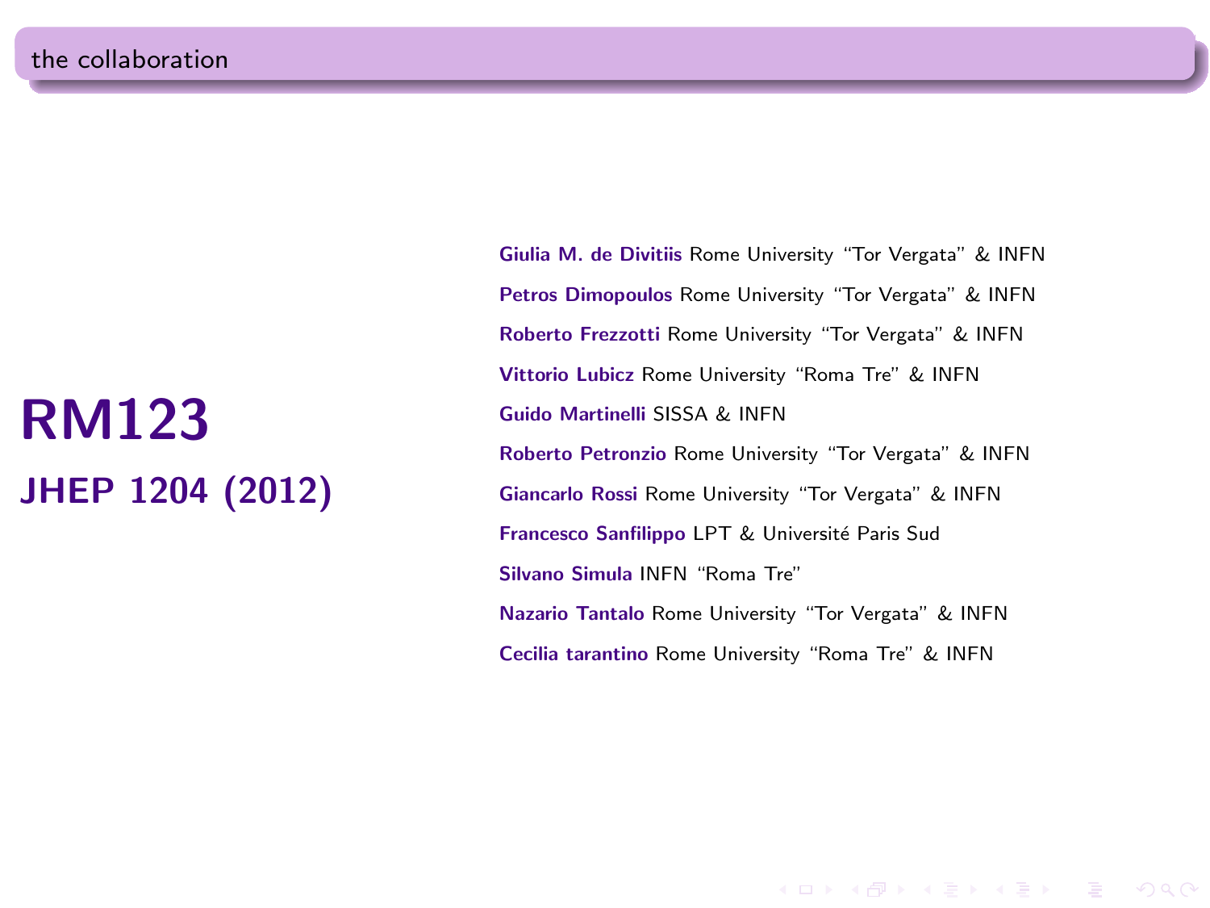# the collaboration

## RM123

### JHEP 1204 (2012)

**Giulia M. de Divitiis** Rome University “Tor Vergata” & INFN

**Petros Dimopoulos** Rome University “Tor Vergata” & INFN

**Roberto Frezzotti** Rome University “Tor Vergata” & INFN

**Vittorio Lubicz** Rome University “Roma Tre” & INFN

**Guido Martinelli** SISSA & INFN

**Roberto Petronzio** Rome University “Tor Vergata” & INFN

**Giancarlo Rossi** Rome University “Tor Vergata” & INFN

**Francesco Sanfilippo** LPT & Université Paris Sud

**Silvano Simula** INFN “Roma Tre”

**Nazario Tantalo** Rome University “Tor Vergata” & INFN

**Cecilia tarantino** Rome University “Roma Tre” & INFN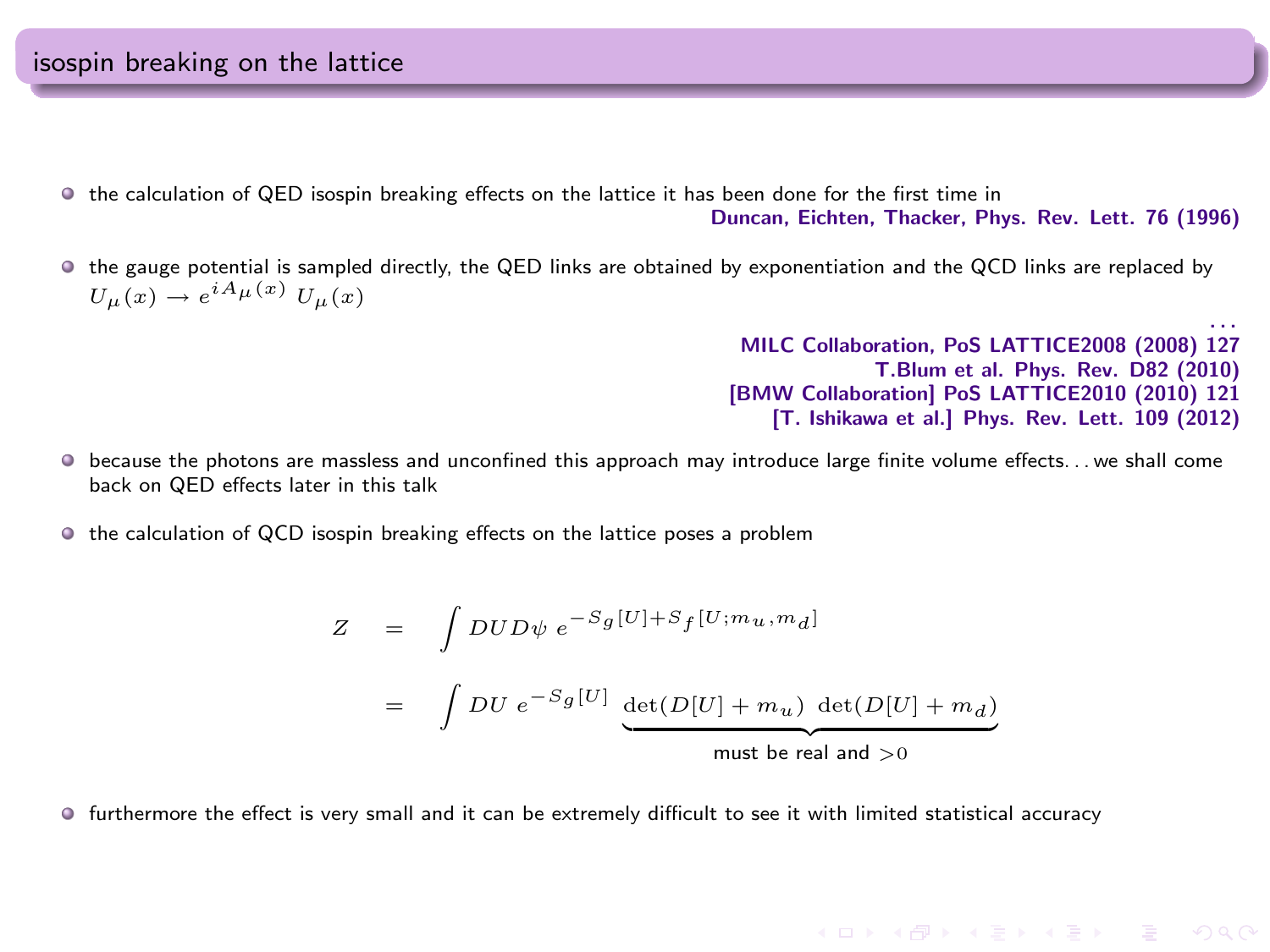## isospin breaking on the lattice

- the calculation of QED isospin breaking effects on the lattice it has been done for the first time in

  **Duncan, Eichten, Thacker, Phys. Rev. Lett. 76 (1996)**

- the gauge potential is sampled directly, the QED links are obtained by exponentiation and the QCD links are replaced by $U_\mu(x) \to e^{iA_\mu(x)}\, U_\mu(x)$

  ...
  **MILC Collaboration, PoS LATTICE2008 (2008) 127**
  **T.Blum et al. Phys. Rev. D82 (2010)**
  **[BMW Collaboration] PoS LATTICE2010 (2010) 121**
  **[T. Ishikawa et al.] Phys. Rev. Lett. 109 (2012)**

- because the photons are massless and unconfined this approach may introduce large finite volume effects... we shall come back on QED effects later in this talk

- the calculation of QCD isospin breaking effects on the lattice poses a problem

$$
\begin{aligned}
Z &= \int DU D\psi \; e^{-S_g[U]+S_f[U;m_u,m_d]} \\
&= \int DU \; e^{-S_g[U]} \; \underbrace{\det(D[U]+m_u)\;\det(D[U]+m_d)}_{\text{must be real and } >0}
\end{aligned}
$$

- furthermore the effect is very small and it can be extremely difficult to see it with limited statistical accuracy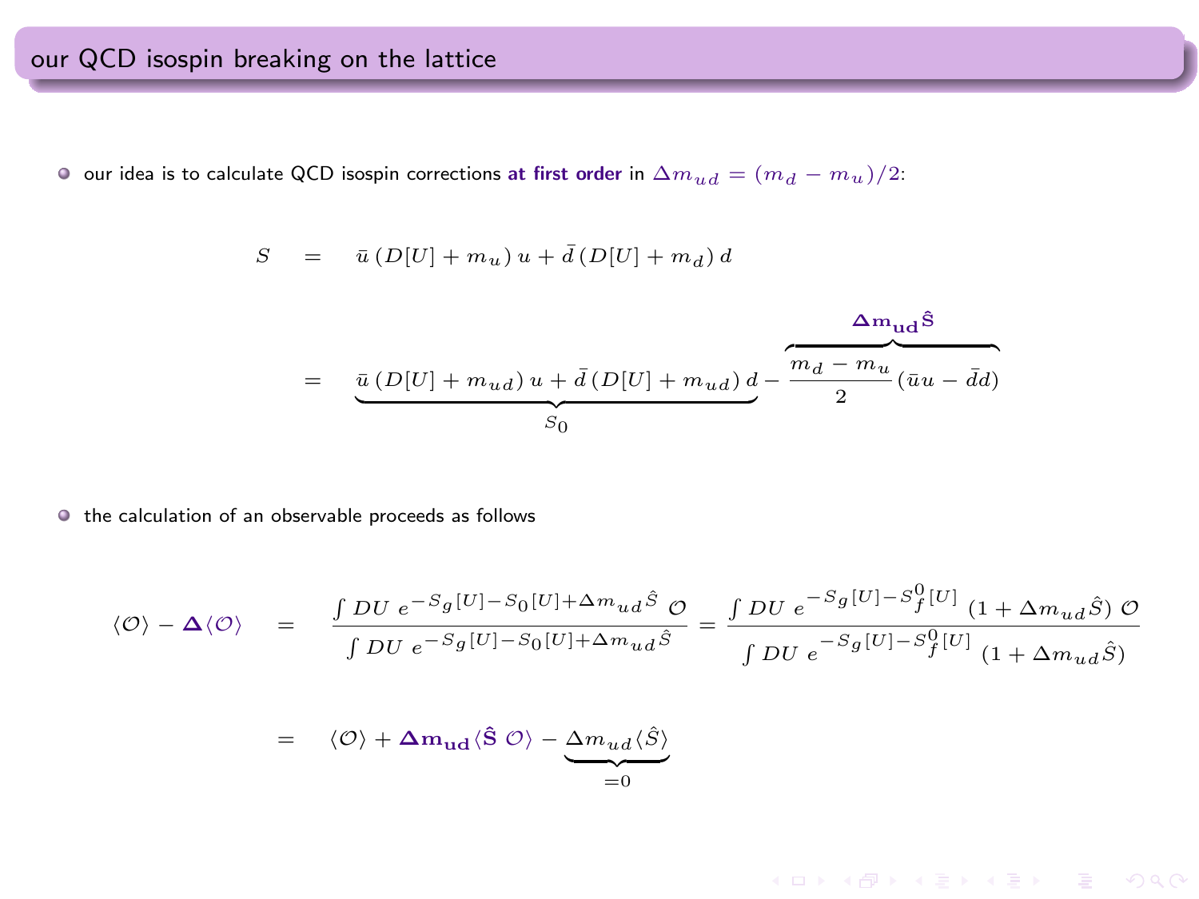## our QCD isospin breaking on the lattice

- our idea is to calculate QCD isospin corrections **at first order** in $\Delta m_{ud} = (m_d - m_u)/2$:

$$
\begin{aligned}
S &= \bar{u}\,(D[U] + m_u)\,u + \bar{d}\,(D[U] + m_d)\,d \\
&= \underbrace{\bar{u}\,(D[U] + m_{ud})\,u + \bar{d}\,(D[U] + m_{ud})\,d}_{S_0} - \overbrace{\frac{m_d - m_u}{2}\,(\bar{u}u - \bar{d}d)}^{\mathbf{\Delta m_{ud}\hat{S}}}
\end{aligned}
$$

- the calculation of an observable proceeds as follows

$$
\begin{aligned}
\langle \mathcal{O} \rangle - \mathbf{\Delta}\langle \mathcal{O} \rangle &= \frac{\int DU\ e^{-S_g[U] - S_0[U] + \Delta m_{ud}\hat{S}}\ \mathcal{O}}{\int DU\ e^{-S_g[U] - S_0[U] + \Delta m_{ud}\hat{S}}} = \frac{\int DU\ e^{-S_g[U] - S_f^0[U]}\ (1 + \Delta m_{ud}\hat{S})\ \mathcal{O}}{\int DU\ e^{-S_g[U] - S_f^0[U]}\ (1 + \Delta m_{ud}\hat{S})} \\
&= \langle \mathcal{O} \rangle + \mathbf{\Delta m_{ud}}\langle \hat{\mathbf{S}}\ \mathcal{O} \rangle - \underbrace{\Delta m_{ud}\langle \hat{S} \rangle}_{=0}
\end{aligned}
$$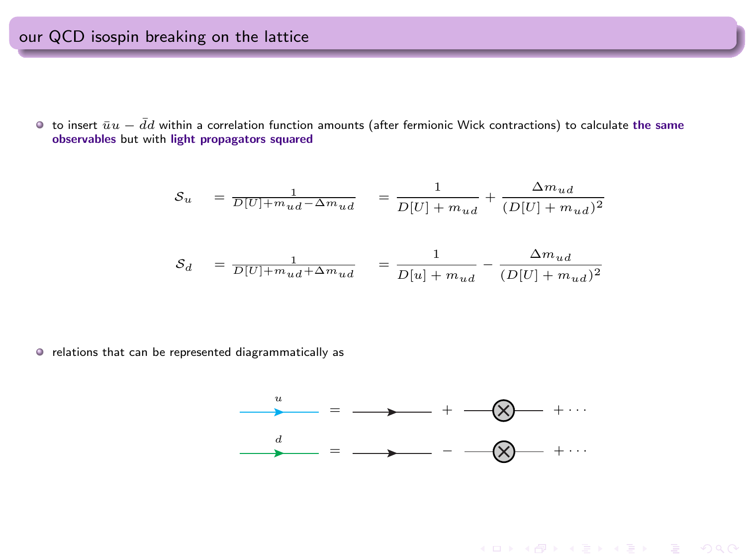# our QCD isospin breaking on the lattice

- to insert $\bar{u}u - \bar{d}d$ within a correlation function amounts (after fermionic Wick contractions) to calculate **the same observables** but with **light propagators squared**

$$\mathcal{S}_u = \frac{1}{D[U]+m_{ud}-\Delta m_{ud}} = \frac{1}{D[U]+m_{ud}} + \frac{\Delta m_{ud}}{(D[U]+m_{ud})^2}$$

$$\mathcal{S}_d = \frac{1}{D[U]+m_{ud}+\Delta m_{ud}} = \frac{1}{D[u]+m_{ud}} - \frac{\Delta m_{ud}}{(D[U]+m_{ud})^2}$$

- relations that can be represented diagrammatically as

$u$ propagator $=$ free propagator $+$ propagator with $\otimes$ insertion $+ \cdots$

$d$ propagator $=$ free propagator $-$ propagator with $\otimes$ insertion $+ \cdots$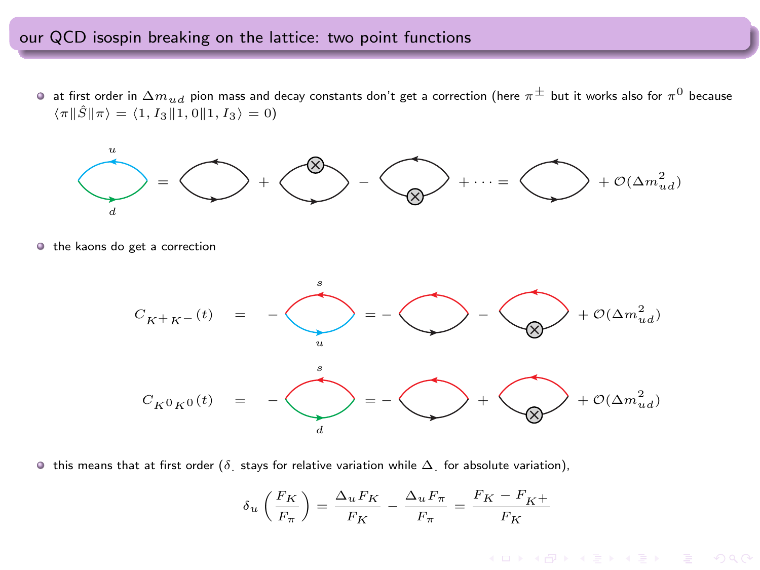## our QCD isospin breaking on the lattice: two point functions

- at first order in $\Delta m_{ud}$ pion mass and decay constants don't get a correction (here $\pi^{\pm}$ but it works also for $\pi^0$ because $\langle \pi \| \hat{S} \| \pi \rangle = \langle 1, I_3 \| 1, 0 \| 1, I_3 \rangle = 0$)

$$\text{(}u,d\text{ loop)} = \text{(loop)} + \text{(loop with }\otimes\text{ on top)} - \text{(loop with }\otimes\text{ on bottom)} + \cdots = \text{(loop)} + \mathcal{O}(\Delta m_{ud}^2)$$

- the kaons do get a correction

$$C_{K^+K^-}(t) \quad = \quad -\text{(}s,u\text{ loop)} = -\text{(loop)} - \text{(loop with }\otimes\text{)} + \mathcal{O}(\Delta m_{ud}^2)$$

$$C_{K^0K^0}(t) \quad = \quad -\text{(}s,d\text{ loop)} = -\text{(loop)} + \text{(loop with }\otimes\text{)} + \mathcal{O}(\Delta m_{ud}^2)$$

- this means that at first order ($\delta_.$ stays for relative variation while $\Delta_.$ for absolute variation),

$$\delta_u \left( \frac{F_K}{F_\pi} \right) = \frac{\Delta_u F_K}{F_K} - \frac{\Delta_u F_\pi}{F_\pi} = \frac{F_K - F_{K^+}}{F_K}$$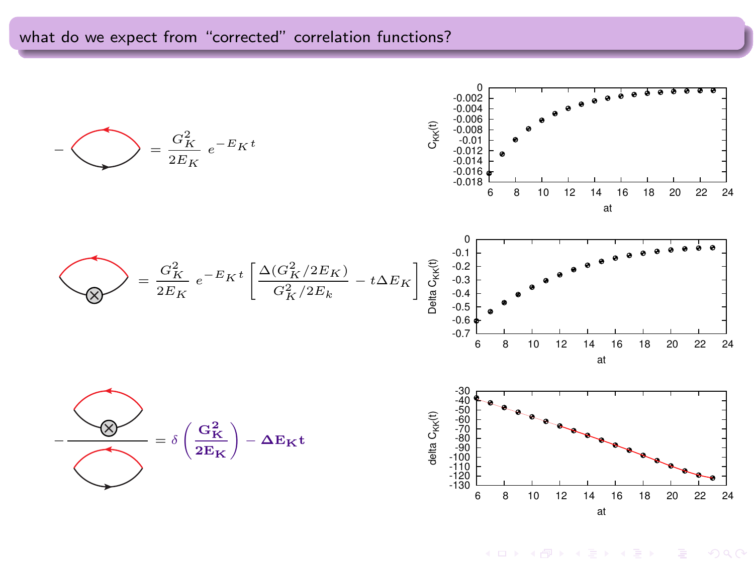## what do we expect from "corrected" correlation functions?

$$- \;[\text{diagram}] \; = \frac{G_K^2}{2E_K}\; e^{-E_K t}$$

$$[\text{diagram with insertion}] \; = \frac{G_K^2}{2E_K}\; e^{-E_K t}\left[\frac{\Delta(G_K^2/2E_K)}{G_K^2/2E_k} - t\Delta E_K\right]$$

$$- \frac{[\text{diagram with insertion}]}{[\text{diagram}]} = \delta\left(\frac{\mathbf{G_K^2}}{\mathbf{2E_K}}\right) - \mathbf{\Delta E_K\, t}$$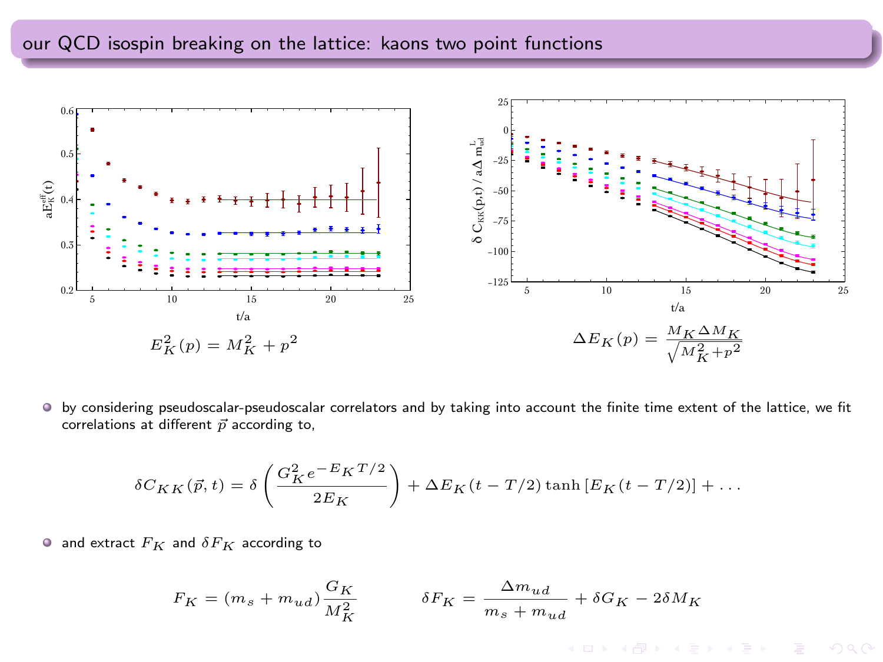## our QCD isospin breaking on the lattice: kaons two point functions

$$E_K^2(p) = M_K^2 + p^2$$

$$\Delta E_K(p) = \frac{M_K \Delta M_K}{\sqrt{M_K^2 + p^2}}$$

- by considering pseudoscalar-pseudoscalar correlators and by taking into account the finite time extent of the lattice, we fit correlations at different $\vec{p}$ according to,

$$\delta C_{KK}(\vec{p}, t) = \delta \left( \frac{G_K^2 e^{-E_K T/2}}{2E_K} \right) + \Delta E_K (t - T/2) \tanh \left[ E_K (t - T/2) \right] + \ldots$$

- and extract $F_K$ and $\delta F_K$ according to

$$F_K = (m_s + m_{ud}) \frac{G_K}{M_K^2} \qquad \delta F_K = \frac{\Delta m_{ud}}{m_s + m_{ud}} + \delta G_K - 2\delta M_K$$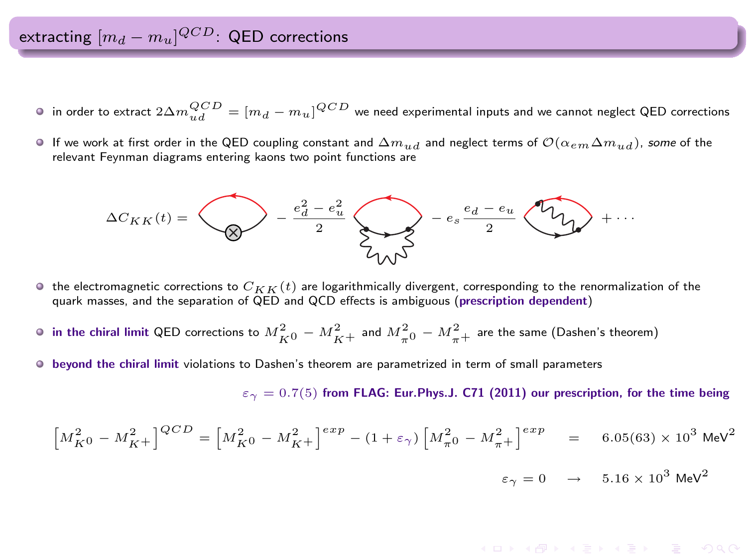# extracting $[m_d - m_u]^{QCD}$: QED corrections

- in order to extract $2\Delta m_{ud}^{QCD} = [m_d - m_u]^{QCD}$ we need experimental inputs and we cannot neglect QED corrections
- If we work at first order in the QED coupling constant and $\Delta m_{ud}$ and neglect terms of $\mathcal{O}(\alpha_{em} \Delta m_{ud})$, *some* of the relevant Feynman diagrams entering kaons two point functions are

$$\Delta C_{KK}(t) = [\text{diagram}] - \frac{e_d^2 - e_u^2}{2} [\text{diagram}] - e_s \frac{e_d - e_u}{2} [\text{diagram}] + \cdots$$

- the electromagnetic corrections to $C_{KK}(t)$ are logarithmically divergent, corresponding to the renormalization of the quark masses, and the separation of QED and QCD effects is ambiguous (**prescription dependent**)
- **in the chiral limit** QED corrections to $M_{K^0}^2 - M_{K^+}^2$ and $M_{\pi^0}^2 - M_{\pi^+}^2$ are the same (Dashen's theorem)
- **beyond the chiral limit** violations to Dashen's theorem are parametrized in term of small parameters

$\varepsilon_\gamma = 0.7(5)$ **from FLAG: Eur.Phys.J. C71 (2011) our prescription, for the time being**

$$\left[M_{K^0}^2 - M_{K^+}^2\right]^{QCD} = \left[M_{K^0}^2 - M_{K^+}^2\right]^{exp} - (1 + \varepsilon_\gamma) \left[M_{\pi^0}^2 - M_{\pi^+}^2\right]^{exp} = 6.05(63) \times 10^3 \text{ MeV}^2$$

$$\varepsilon_\gamma = 0 \quad \rightarrow \quad 5.16 \times 10^3 \text{ MeV}^2$$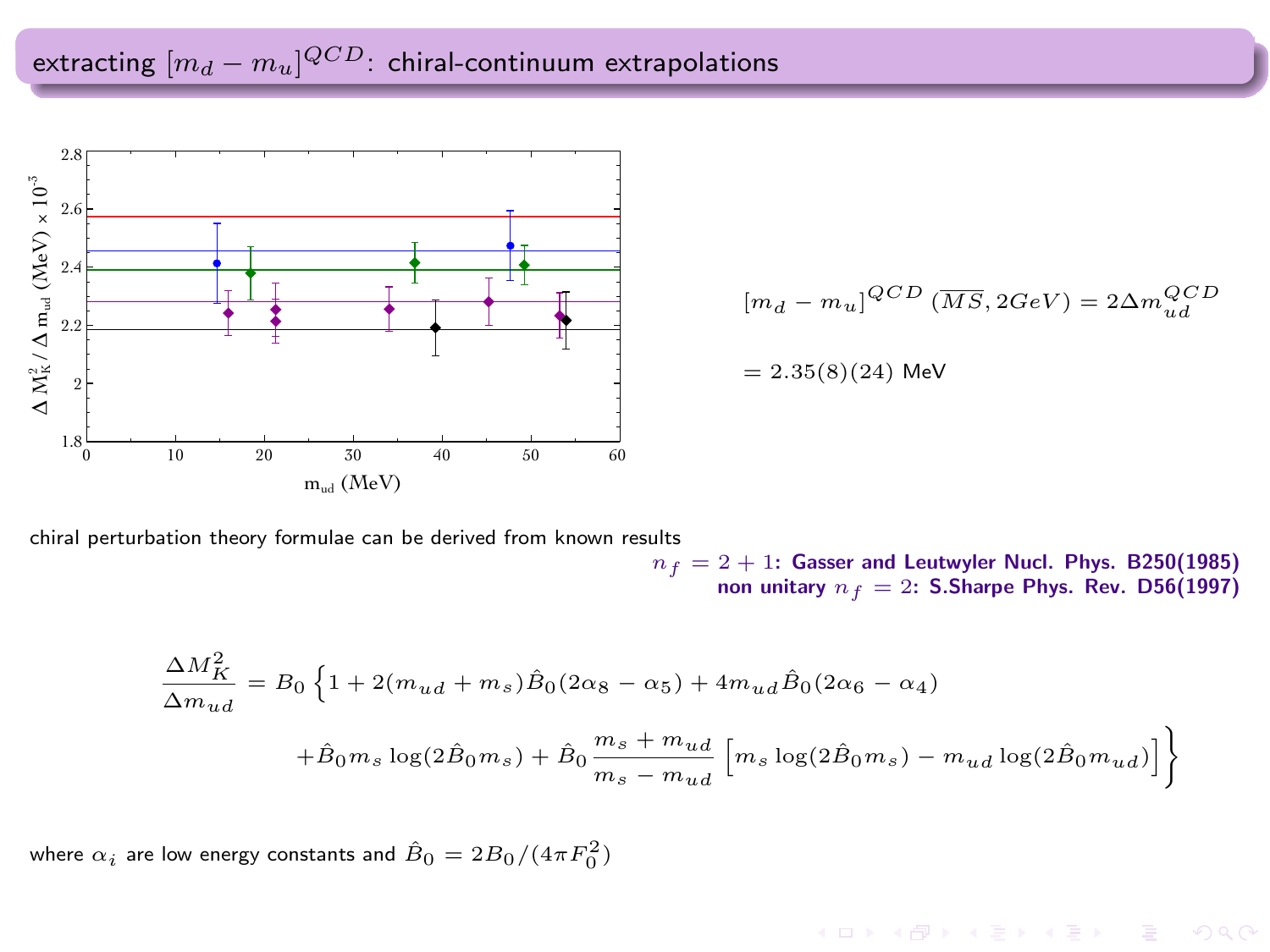## extracting $[m_d - m_u]^{QCD}$: chiral-continuum extrapolations

$$[m_d - m_u]^{QCD} \, (\overline{MS}, 2GeV) = 2\Delta m_{ud}^{QCD}$$

$$= 2.35(8)(24) \text{ MeV}$$

chiral perturbation theory formulae can be derived from known results

**$n_f = 2+1$: Gasser and Leutwyler Nucl. Phys. B250(1985)**
**non unitary $n_f = 2$: S.Sharpe Phys. Rev. D56(1997)**

$$\frac{\Delta M_K^2}{\Delta m_{ud}} = B_0 \Big\{ 1 + 2(m_{ud} + m_s)\hat{B}_0(2\alpha_8 - \alpha_5) + 4m_{ud}\hat{B}_0(2\alpha_6 - \alpha_4)$$

$$+ \hat{B}_0 m_s \log(2\hat{B}_0 m_s) + \hat{B}_0 \frac{m_s + m_{ud}}{m_s - m_{ud}} \left[ m_s \log(2\hat{B}_0 m_s) - m_{ud} \log(2\hat{B}_0 m_{ud}) \right] \Big\}$$

where $\alpha_i$ are low energy constants and $\hat{B}_0 = 2B_0/(4\pi F_0^2)$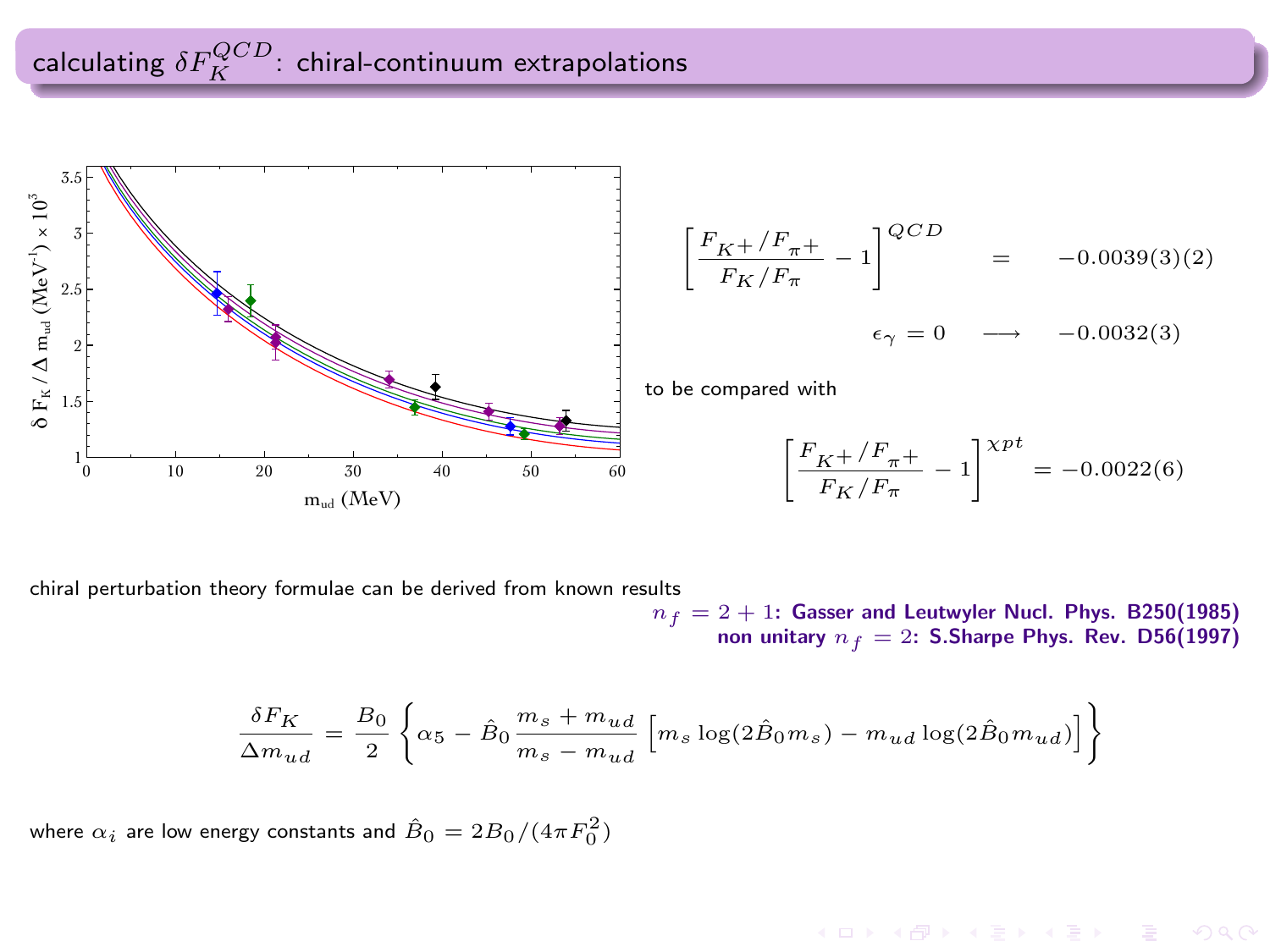## calculating $\delta F_K^{QCD}$: chiral-continuum extrapolations

$$\left[\frac{F_{K^+}/F_{\pi^+}}{F_K/F_\pi} - 1\right]^{QCD} = -0.0039(3)(2)$$

$$\epsilon_\gamma = 0 \quad \longrightarrow \quad -0.0032(3)$$

to be compared with

$$\left[\frac{F_{K^+}/F_{\pi^+}}{F_K/F_\pi} - 1\right]^{\chi pt} = -0.0022(6)$$

chiral perturbation theory formulae can be derived from known results

**$n_f = 2+1$: Gasser and Leutwyler Nucl. Phys. B250(1985)**
**non unitary $n_f = 2$: S.Sharpe Phys. Rev. D56(1997)**

$$\frac{\delta F_K}{\Delta m_{ud}} = \frac{B_0}{2}\left\{\alpha_5 - \hat{B}_0 \frac{m_s + m_{ud}}{m_s - m_{ud}}\left[m_s \log(2\hat{B}_0 m_s) - m_{ud}\log(2\hat{B}_0 m_{ud})\right]\right\}$$

where $\alpha_i$ are low energy constants and $\hat{B}_0 = 2B_0/(4\pi F_0^2)$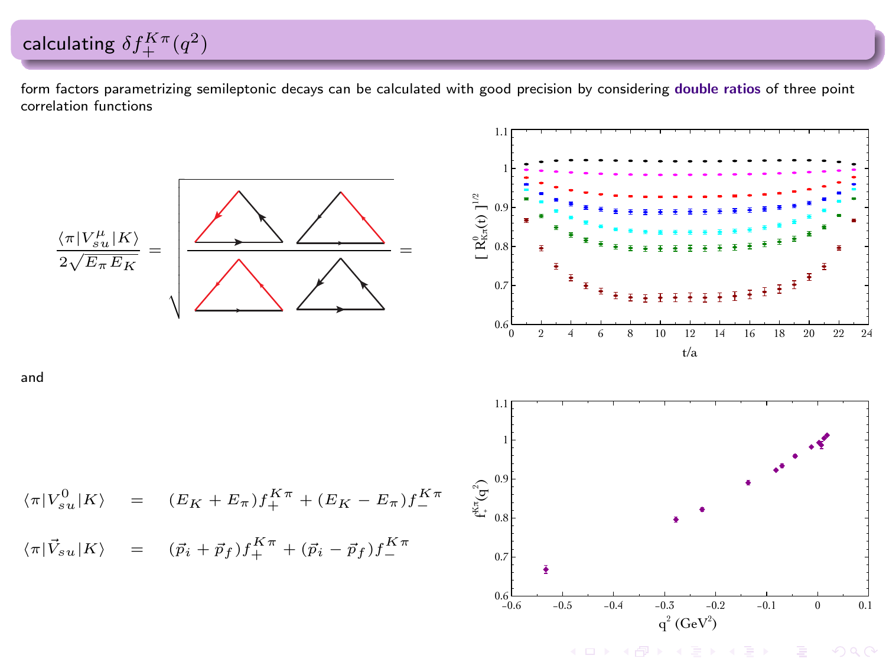## calculating $\delta f_+^{K\pi}(q^2)$

form factors parametrizing semileptonic decays can be calculated with good precision by considering **double ratios** of three point correlation functions

$$\frac{\langle \pi | V^\mu_{su} | K \rangle}{2\sqrt{E_\pi E_K}} = \sqrt{\frac{\cdots}{\cdots}} =$$

and

$$\langle \pi | V^0_{su} | K \rangle = (E_K + E_\pi) f_+^{K\pi} + (E_K - E_\pi) f_-^{K\pi}$$

$$\langle \pi | \vec{V}_{su} | K \rangle = (\vec{p}_i + \vec{p}_f) f_+^{K\pi} + (\vec{p}_i - \vec{p}_f) f_-^{K\pi}$$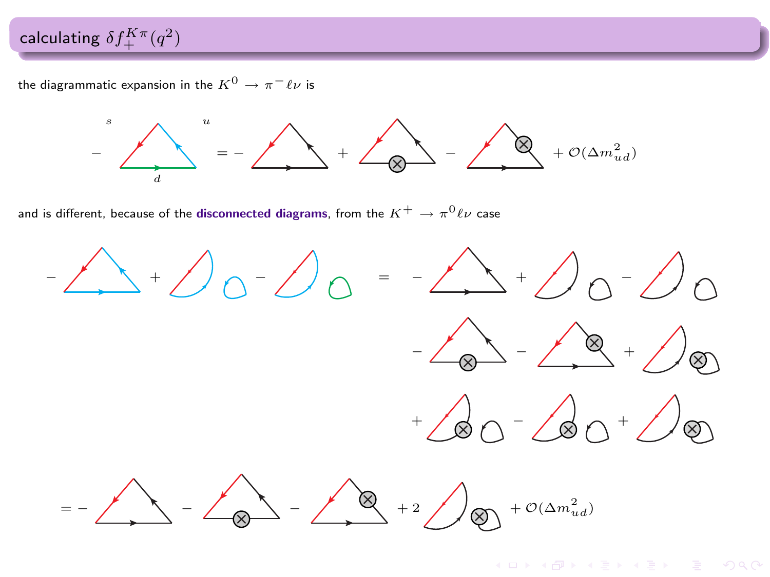## calculating $\delta f_+^{K\pi}(q^2)$

the diagrammatic expansion in the $K^0 \to \pi^- \ell\nu$ is

$$- \,[\text{diagram}] = - \,[\text{diagram}] + [\text{diagram}] - [\text{diagram}] + \mathcal{O}(\Delta m_{ud}^2)$$

and is different, because of the **disconnected diagrams**, from the $K^+ \to \pi^0 \ell\nu$ case

$$- \,[\text{diagram}] + [\text{diagram}] - [\text{diagram}] = - \,[\text{diagram}] + [\text{diagram}] - [\text{diagram}] - [\text{diagram}] - [\text{diagram}] + [\text{diagram}] + [\text{diagram}] - [\text{diagram}] + [\text{diagram}]$$

$$= - \,[\text{diagram}] - [\text{diagram}] - [\text{diagram}] + 2\,[\text{diagram}] + \mathcal{O}(\Delta m_{ud}^2)$$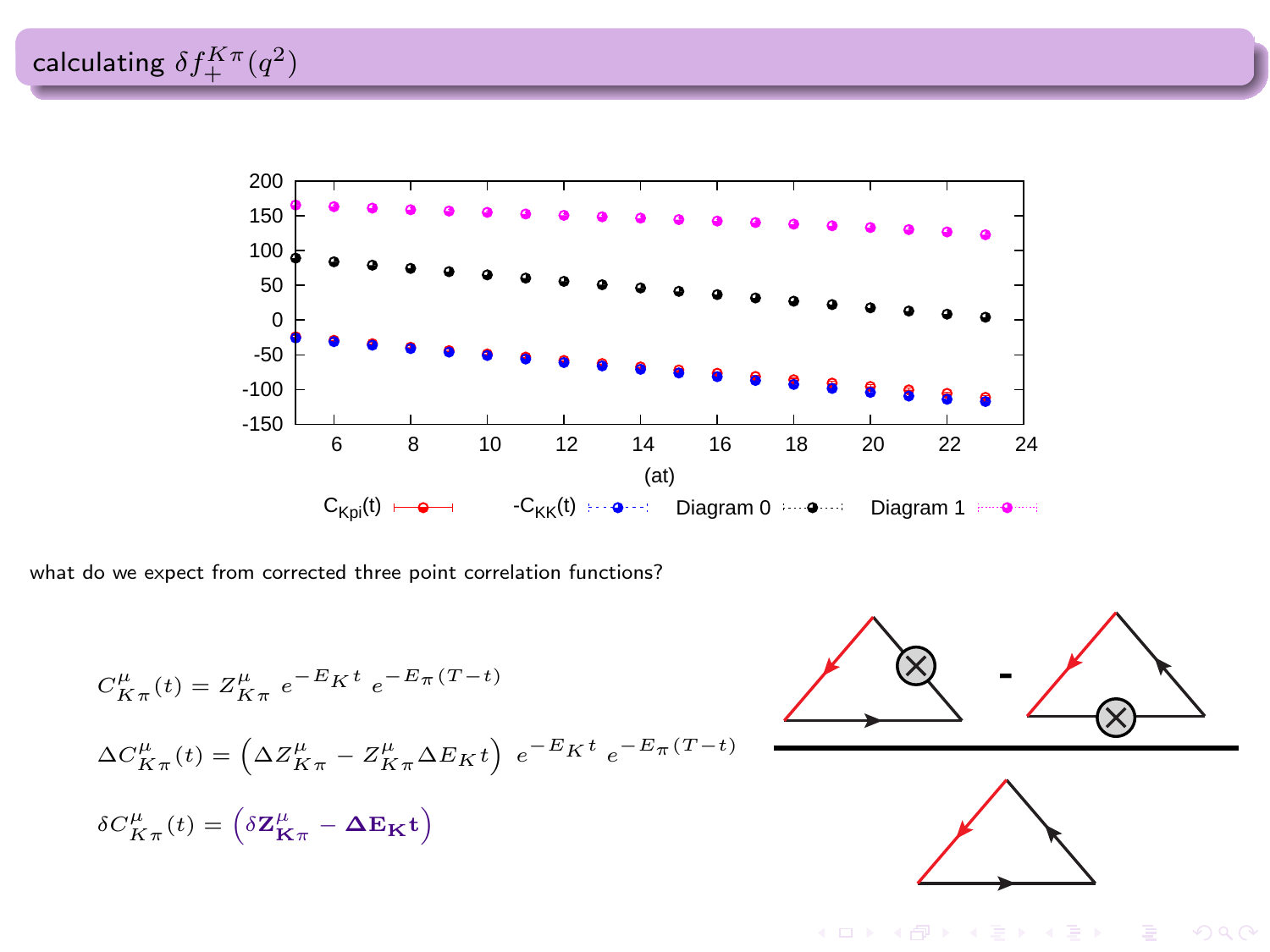## calculating $\delta f_+^{K\pi}(q^2)$

what do we expect from corrected three point correlation functions?

$$C^{\mu}_{K\pi}(t) = Z^{\mu}_{K\pi}\ e^{-E_K t}\ e^{-E_\pi (T-t)}$$

$$\Delta C^{\mu}_{K\pi}(t) = \left(\Delta Z^{\mu}_{K\pi} - Z^{\mu}_{K\pi}\Delta E_K t\right)\ e^{-E_K t}\ e^{-E_\pi (T-t)}$$

$$\delta C^{\mu}_{K\pi}(t) = \left(\delta \mathbf{Z}^{\mu}_{\mathbf{K}\pi} - \mathbf{\Delta E_K t}\right)$$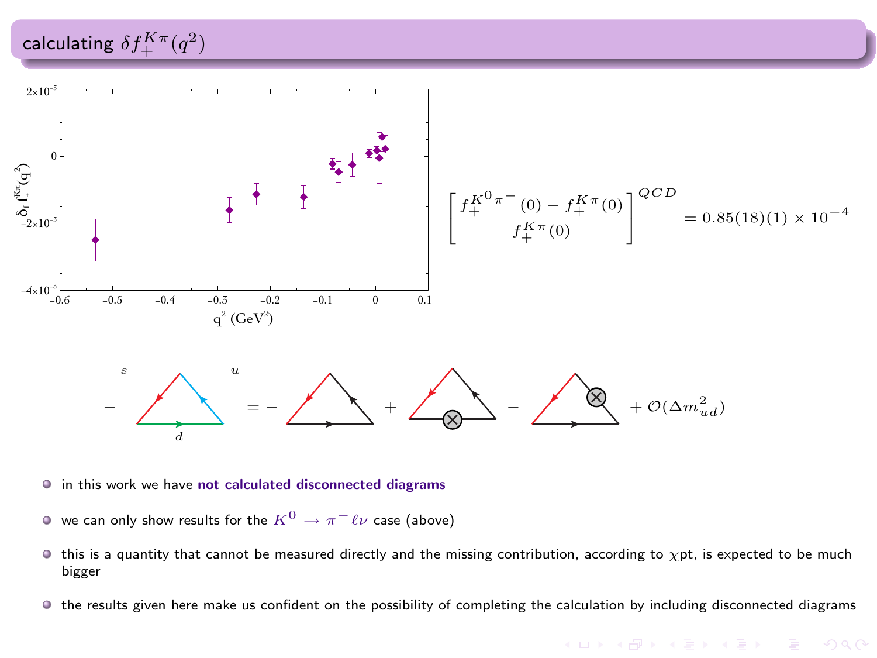## calculating $\delta f_+^{K\pi}(q^2)$

$$\left[\frac{f_+^{K^0\pi^-}(0) - f_+^{K\pi}(0)}{f_+^{K\pi}(0)}\right]^{QCD} = 0.85(18)(1) \times 10^{-4}$$

$$- \text{(diagram } s, u, d\text{)} = - \text{(diagram)} + \text{(diagram)} - \text{(diagram)} + \mathcal{O}(\Delta m_{ud}^2)$$

- in this work we have **not calculated disconnected diagrams**
- we can only show results for the $K^0 \to \pi^- \ell\nu$ case (above)
- this is a quantity that cannot be measured directly and the missing contribution, according to $\chi$pt, is expected to be much bigger
- the results given here make us confident on the possibility of completing the calculation by including disconnected diagrams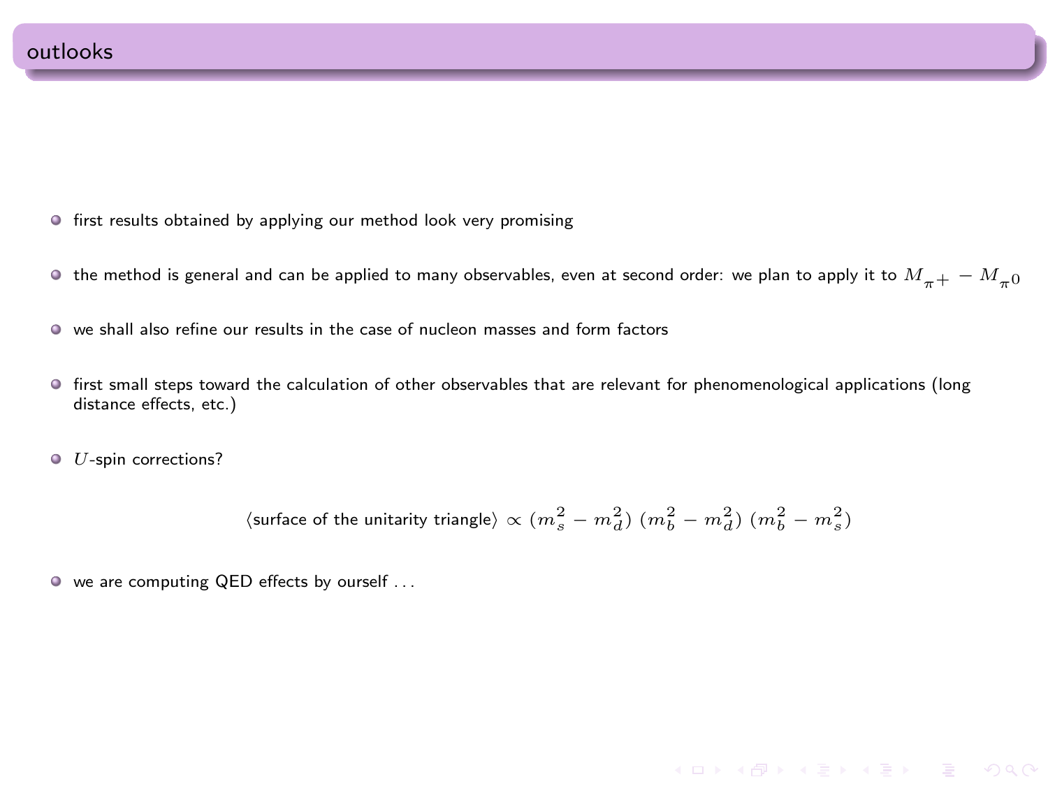## outlooks

- first results obtained by applying our method look very promising
- the method is general and can be applied to many observables, even at second order: we plan to apply it to $M_{\pi^+} - M_{\pi^0}$
- we shall also refine our results in the case of nucleon masses and form factors
- first small steps toward the calculation of other observables that are relevant for phenomenological applications (long distance effects, etc.)
- $U$-spin corrections?

$$\langle \text{surface of the unitarity triangle} \rangle \propto (m_s^2 - m_d^2)\,(m_b^2 - m_d^2)\,(m_b^2 - m_s^2)$$

- we are computing QED effects by ourself ...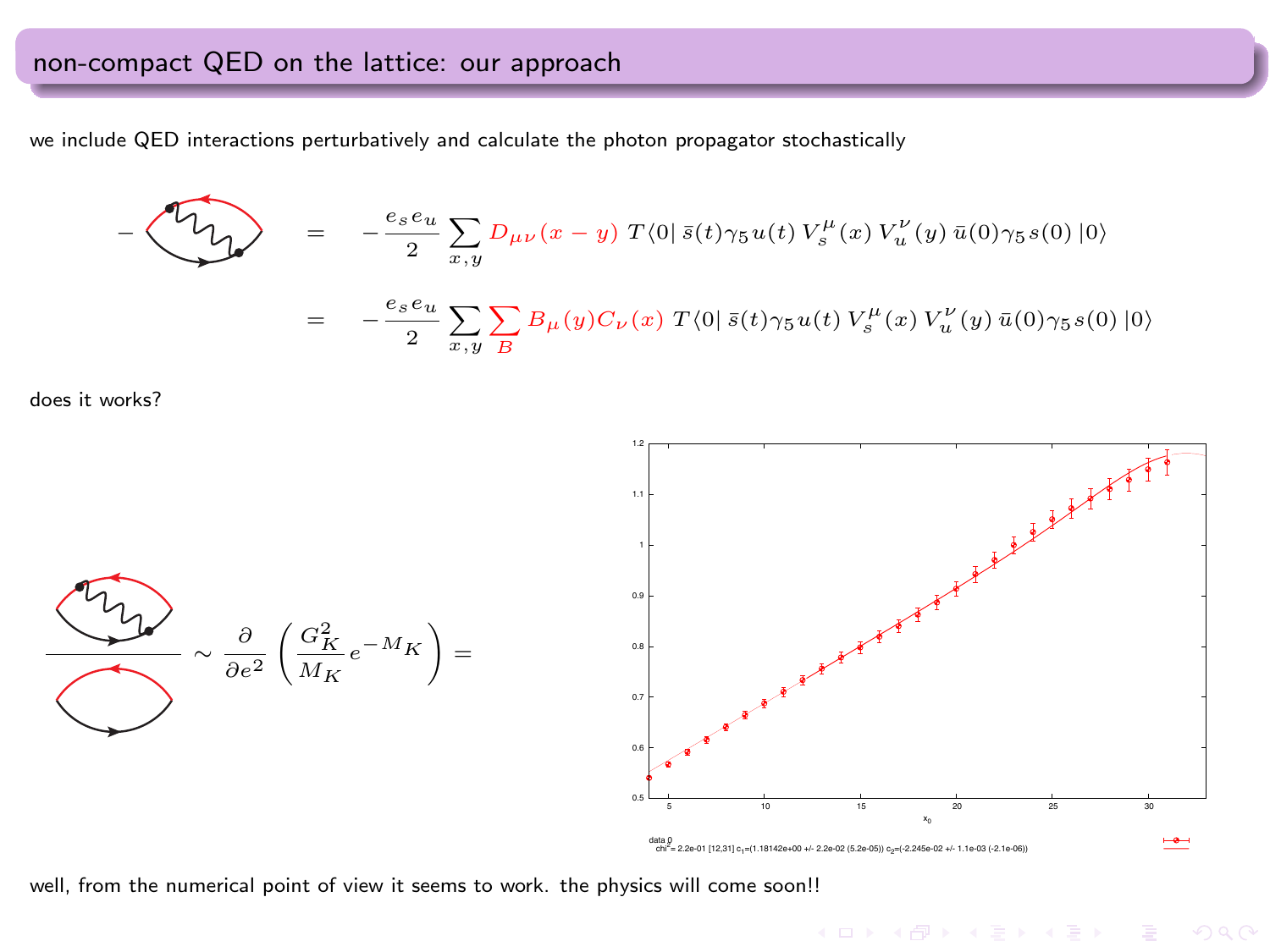## non-compact QED on the lattice: our approach

we include QED interactions perturbatively and calculate the photon propagator stochastically

$$- \text{(diagram)} = -\frac{e_s e_u}{2} \sum_{x,y} D_{\mu\nu}(x-y)\; T\langle 0|\, \bar{s}(t)\gamma_5 u(t)\, V_s^{\mu}(x)\, V_u^{\nu}(y)\, \bar{u}(0)\gamma_5 s(0)\,|0\rangle$$

$$= -\frac{e_s e_u}{2} \sum_{x,y} \sum_{B} B_{\mu}(y) C_{\nu}(x)\; T\langle 0|\, \bar{s}(t)\gamma_5 u(t)\, V_s^{\mu}(x)\, V_u^{\nu}(y)\, \bar{u}(0)\gamma_5 s(0)\,|0\rangle$$

does it works?

$$\frac{\text{(diagram with photon)}}{\text{(diagram)}} \sim \frac{\partial}{\partial e^2}\left(\frac{G_K^2}{M_K} e^{-M_K}\right) =$$

data 0
chi^2= 2.2e-01 [12,31] c_1=(1.18142e+00 +/- 2.2e-02 (5.2e-05)) c_2=(-2.245e-02 +/- 1.1e-03 (-2.1e-06))

well, from the numerical point of view it seems to work. the physics will come soon!!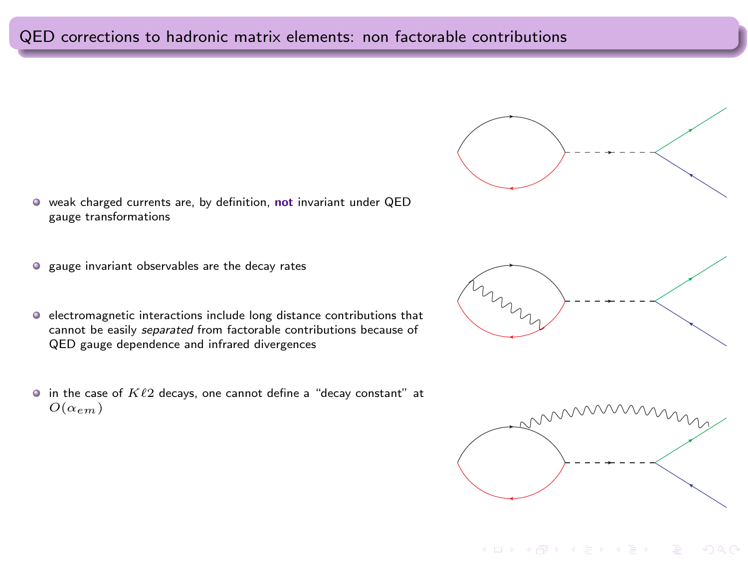# QED corrections to hadronic matrix elements: non factorable contributions

- weak charged currents are, by definition, **not** invariant under QED gauge transformations
- gauge invariant observables are the decay rates
- electromagnetic interactions include long distance contributions that cannot be easily *separated* from factorable contributions because of QED gauge dependence and infrared divergences
- in the case of $K\ell 2$ decays, one cannot define a "decay constant" at $O(\alpha_{em})$